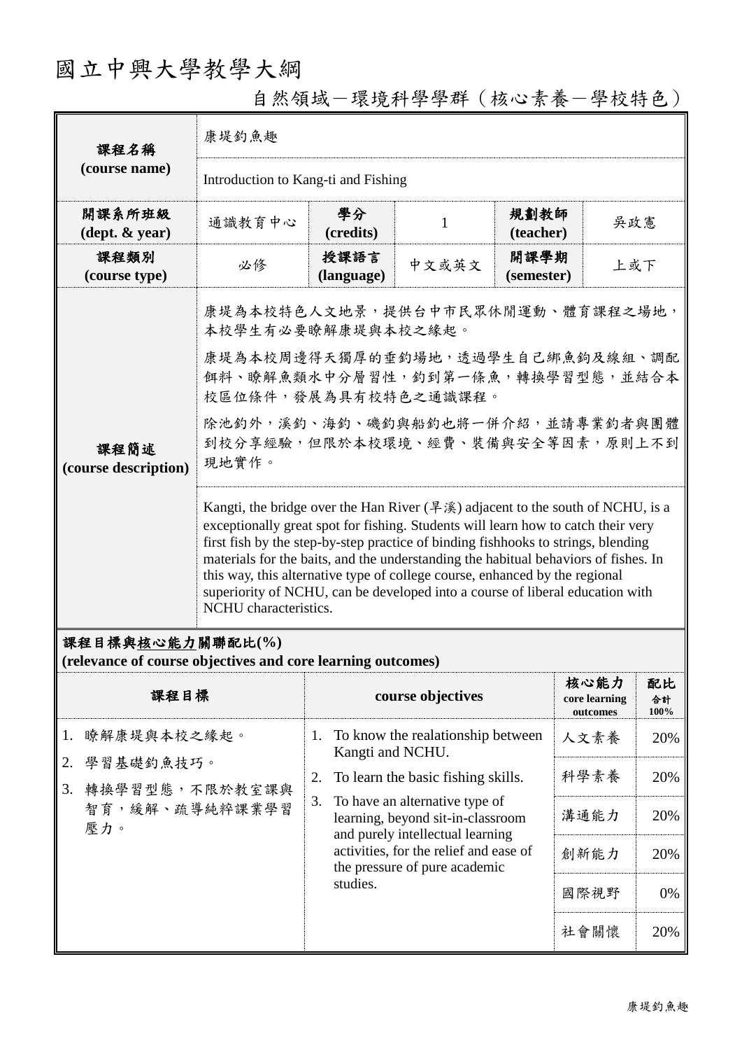# 國立中興大學教學大綱

## 自然領域－環境科學學群（核心素養－學校特色）

| 課程名稱 (course name) | 康堤釣魚趣 | | | | |
|---|---|---|---|---|---|
| | Introduction to Kang-ti and Fishing | | | | |
| 開課系所班級 (dept. & year) | 通識教育中心 | 學分 (credits) | 1 | 規劃教師 (teacher) | 吳政憲 |
| 課程類別 (course type) | 必修 | 授課語言 (language) | 中文或英文 | 開課學期 (semester) | 上或下 |
| 課程簡述 (course description) | 康堤為本校特色人文地景，提供台中市民眾休閒運動、體育課程之場地，本校學生有必要瞭解康堤與本校之緣起。<br>康堤為本校周邊得天獨厚的垂釣場地，透過學生自己綁魚鉤及線組、調配餌料、瞭解魚類水中分層習性，釣到第一條魚，轉換學習型態，並結合本校區位條件，發展為具有校特色之通識課程。<br>除池釣外，溪釣、海釣、磯釣與船釣也將一併介紹，並請專業釣者與團體到校分享經驗，但限於本校環境、經費、裝備與安全等因素，原則上不到現地實作。 | | | | |
| | Kangti, the bridge over the Han River (旱溪) adjacent to the south of NCHU, is a exceptionally great spot for fishing. Students will learn how to catch their very first fish by the step-by-step practice of binding fishhooks to strings, blending materials for the baits, and the understanding the habitual behaviors of fishes. In this way, this alternative type of college course, enhanced by the regional superiority of NCHU, can be developed into a course of liberal education with NCHU characteristics. | | | | |

**課程目標與核心能力關聯配比(%)**
**(relevance of course objectives and core learning outcomes)**

| 課程目標 | course objectives | 核心能力 core learning outcomes | 配比 合計 100% |
|---|---|---|---|
| 1. 瞭解康堤與本校之緣起。<br>2. 學習基礎釣魚技巧。<br>3. 轉換學習型態，不限於教室課與智育，緩解、疏導純粹課業學習壓力。 | 1. To know the realationship between Kangti and NCHU.<br>2. To learn the basic fishing skills.<br>3. To have an alternative type of learning, beyond sit-in-classroom and purely intellectual learning activities, for the relief and ease of the pressure of pure academic studies. | 人文素養 | 20% |
| | | 科學素養 | 20% |
| | | 溝通能力 | 20% |
| | | 創新能力 | 20% |
| | | 國際視野 | 0% |
| | | 社會關懷 | 20% |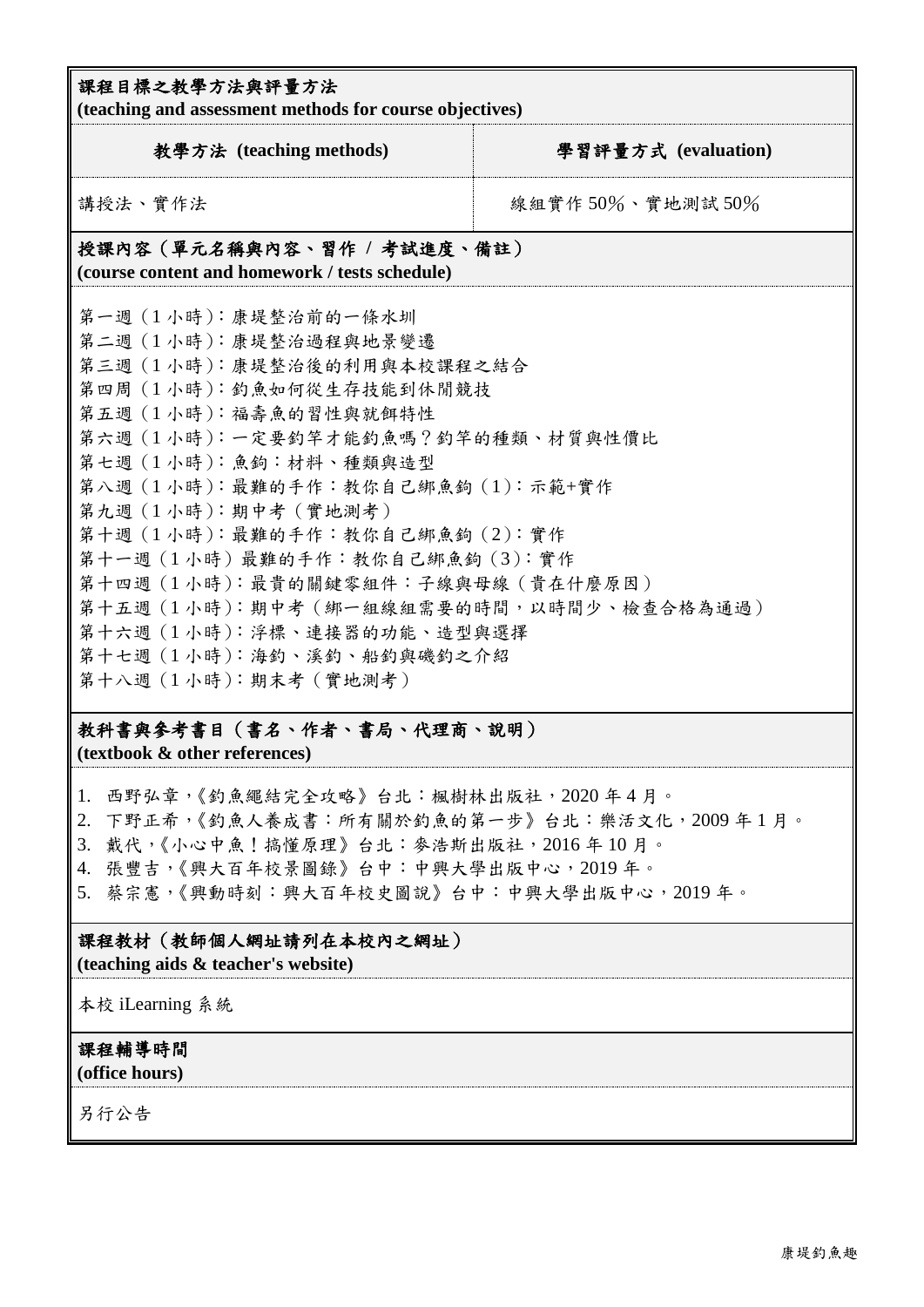**課程目標之教學方法與評量方法**
**(teaching and assessment methods for course objectives)**

| 教學方法 (teaching methods) | 學習評量方式 (evaluation) |
| --- | --- |
| 講授法、實作法 | 線組實作 50%、實地測試 50% |

**授課內容（單元名稱與內容、習作 / 考試進度、備註）**
**(course content and homework / tests schedule)**

第一週（1 小時）：康堤整治前的一條水圳
第二週（1 小時）：康堤整治過程與地景變遷
第三週（1 小時）：康堤整治後的利用與本校課程之結合
第四周（1 小時）：釣魚如何從生存技能到休閒競技
第五週（1 小時）：福壽魚的習性與就餌特性
第六週（1 小時）：一定要釣竿才能釣魚嗎？釣竿的種類、材質與性價比
第七週（1 小時）：魚鉤：材料、種類與造型
第八週（1 小時）：最難的手作：教你自己綁魚鉤（1）：示範+實作
第九週（1 小時）：期中考（實地測考）
第十週（1 小時）：最難的手作：教你自己綁魚鉤（2）：實作
第十一週（1 小時）最難的手作：教你自己綁魚鉤（3）：實作
第十四週（1 小時）：最貴的關鍵零組件：子線與母線（貴在什麼原因）
第十五週（1 小時）：期中考（綁一組線組需要的時間，以時間少、檢查合格為通過）
第十六週（1 小時）：浮標、連接器的功能、造型與選擇
第十七週（1 小時）：海釣、溪釣、船釣與磯釣之介紹
第十八週（1 小時）：期末考（實地測考）

**教科書與參考書目（書名、作者、書局、代理商、說明）**
**(textbook & other references)**

1. 西野弘章，《釣魚繩結完全攻略》台北：楓樹林出版社，2020 年 4 月。
2. 下野正希，《釣魚人養成書：所有關於釣魚的第一步》台北：樂活文化，2009 年 1 月。
3. 戴代，《小心中魚！搞懂原理》台北：麥浩斯出版社，2016 年 10 月。
4. 張豐吉，《興大百年校景圖錄》台中：中興大學出版中心，2019 年。
5. 蔡宗憲，《興動時刻：興大百年校史圖說》台中：中興大學出版中心，2019 年。

**課程教材（教師個人網址請列在本校內之網址）**
**(teaching aids & teacher's website)**

本校 iLearning 系統

**課程輔導時間**
**(office hours)**

另行公告